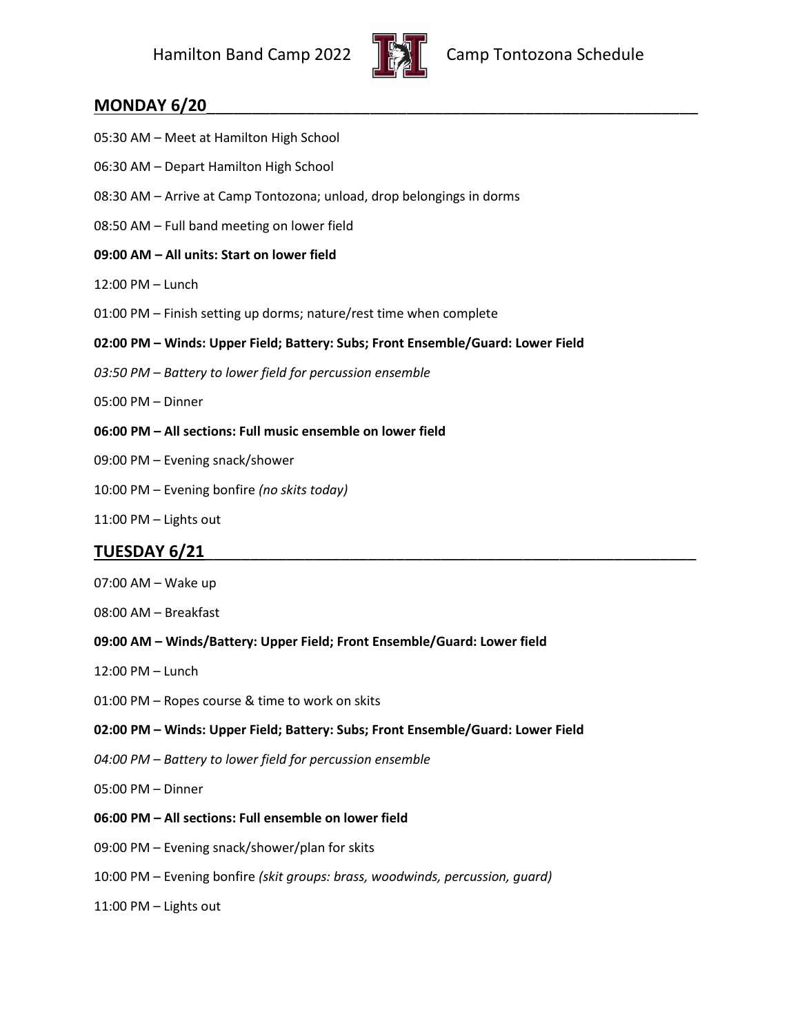Hamilton Band Camp 2022 Camp Tontozona Schedule

## MONDAY 6/20

05:30 AM – Meet at Hamilton High School

06:30 AM – Depart Hamilton High School

08:30 AM – Arrive at Camp Tontozona; unload, drop belongings in dorms

08:50 AM – Full band meeting on lower field

**09:00 AM – All units: Start on lower field**

12:00 PM – Lunch

01:00 PM – Finish setting up dorms; nature/rest time when complete

**02:00 PM – Winds: Upper Field; Battery: Subs; Front Ensemble/Guard: Lower Field**

*03:50 PM – Battery to lower field for percussion ensemble*

05:00 PM – Dinner

**06:00 PM – All sections: Full music ensemble on lower field**

09:00 PM – Evening snack/shower

10:00 PM – Evening bonfire *(no skits today)*

11:00 PM – Lights out

## TUESDAY 6/21

07:00 AM – Wake up

08:00 AM – Breakfast

**09:00 AM – Winds/Battery: Upper Field; Front Ensemble/Guard: Lower field**

12:00 PM – Lunch

01:00 PM – Ropes course & time to work on skits

**02:00 PM – Winds: Upper Field; Battery: Subs; Front Ensemble/Guard: Lower Field**

*04:00 PM – Battery to lower field for percussion ensemble*

05:00 PM – Dinner

**06:00 PM – All sections: Full ensemble on lower field**

09:00 PM – Evening snack/shower/plan for skits

10:00 PM – Evening bonfire *(skit groups: brass, woodwinds, percussion, guard)*

11:00 PM – Lights out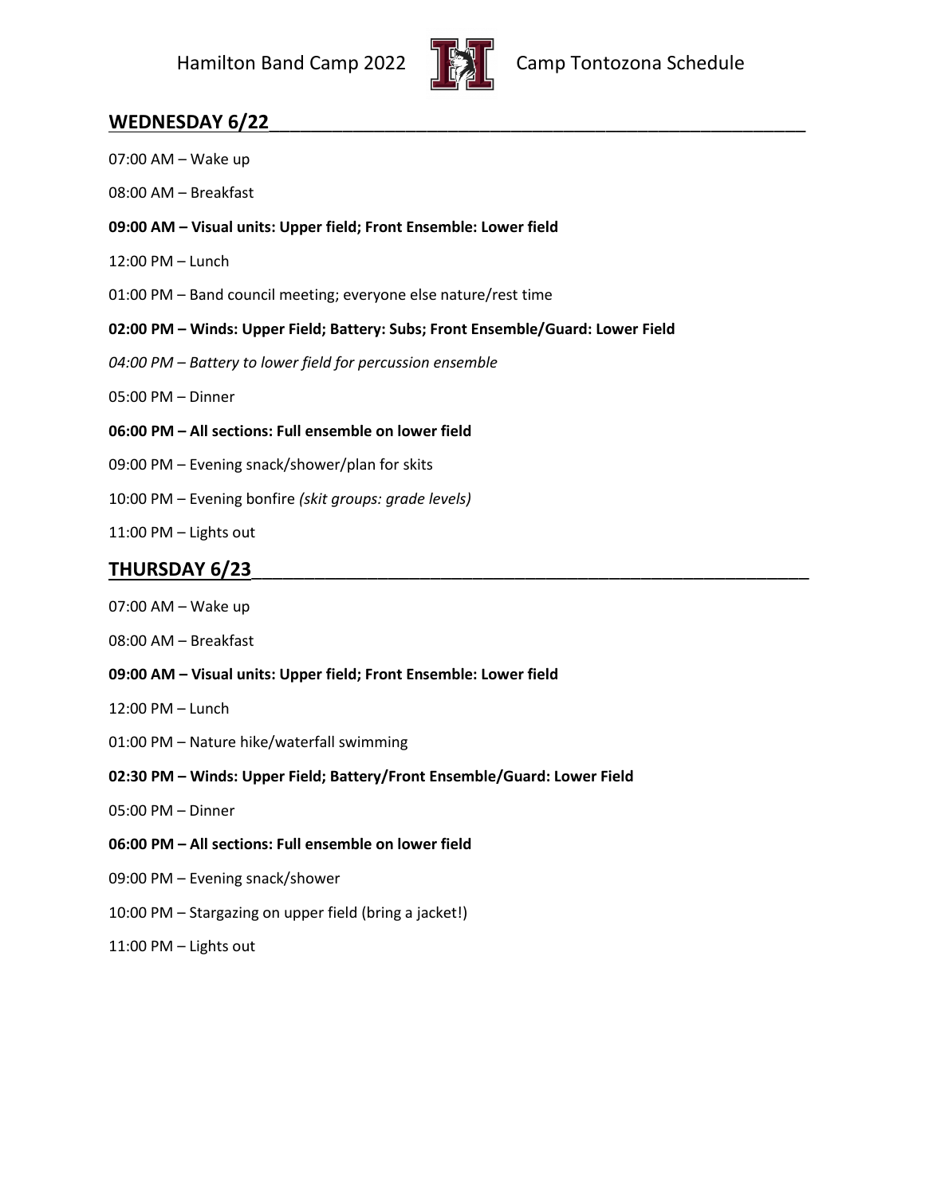Hamilton Band Camp 2022 Camp Tontozona Schedule

## WEDNESDAY 6/22

07:00 AM – Wake up

08:00 AM – Breakfast

**09:00 AM – Visual units: Upper field; Front Ensemble: Lower field**

12:00 PM – Lunch

01:00 PM – Band council meeting; everyone else nature/rest time

**02:00 PM – Winds: Upper Field; Battery: Subs; Front Ensemble/Guard: Lower Field**

*04:00 PM – Battery to lower field for percussion ensemble*

05:00 PM – Dinner

**06:00 PM – All sections: Full ensemble on lower field**

09:00 PM – Evening snack/shower/plan for skits

10:00 PM – Evening bonfire *(skit groups: grade levels)*

11:00 PM – Lights out

## THURSDAY 6/23

07:00 AM – Wake up

08:00 AM – Breakfast

**09:00 AM – Visual units: Upper field; Front Ensemble: Lower field**

12:00 PM – Lunch

01:00 PM – Nature hike/waterfall swimming

**02:30 PM – Winds: Upper Field; Battery/Front Ensemble/Guard: Lower Field**

05:00 PM – Dinner

**06:00 PM – All sections: Full ensemble on lower field**

09:00 PM – Evening snack/shower

10:00 PM – Stargazing on upper field (bring a jacket!)

11:00 PM – Lights out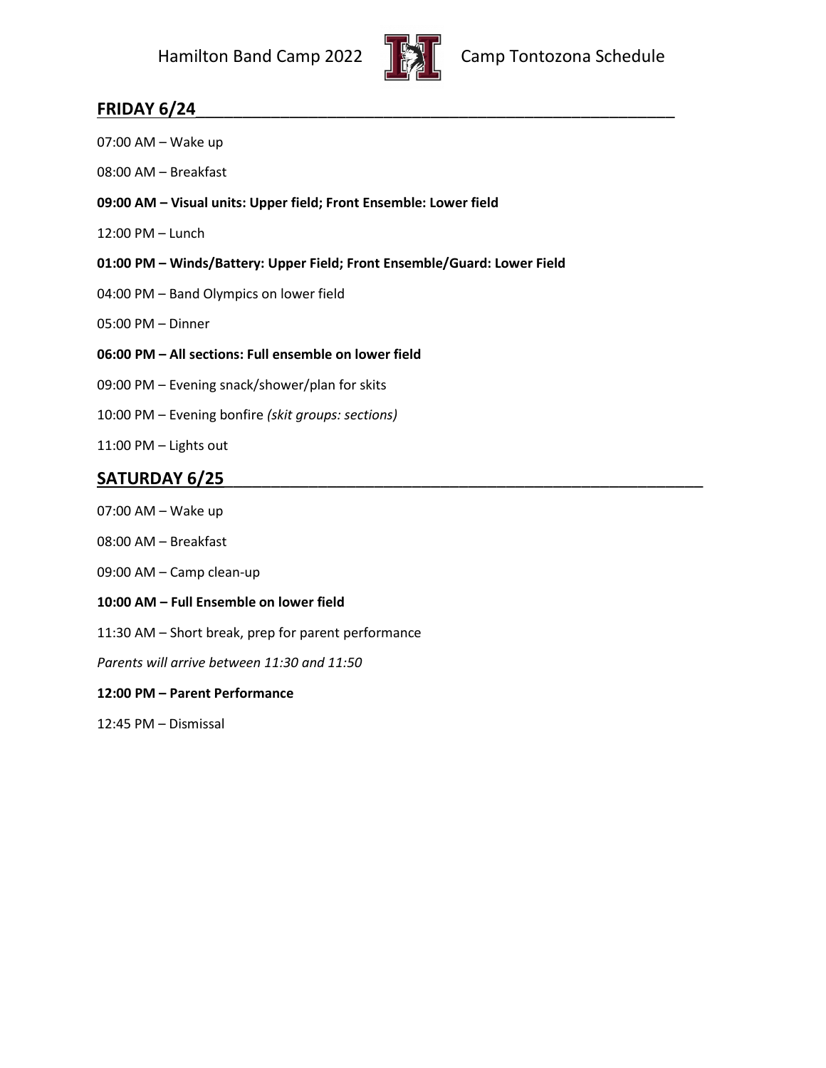Hamilton Band Camp 2022 Camp Tontozona Schedule

## FRIDAY 6/24

07:00 AM – Wake up

08:00 AM – Breakfast

**09:00 AM – Visual units: Upper field; Front Ensemble: Lower field**

12:00 PM – Lunch

**01:00 PM – Winds/Battery: Upper Field; Front Ensemble/Guard: Lower Field**

04:00 PM – Band Olympics on lower field

05:00 PM – Dinner

**06:00 PM – All sections: Full ensemble on lower field**

09:00 PM – Evening snack/shower/plan for skits

10:00 PM – Evening bonfire *(skit groups: sections)*

11:00 PM – Lights out

## SATURDAY 6/25

07:00 AM – Wake up

08:00 AM – Breakfast

09:00 AM – Camp clean-up

**10:00 AM – Full Ensemble on lower field**

11:30 AM – Short break, prep for parent performance

*Parents will arrive between 11:30 and 11:50*

**12:00 PM – Parent Performance**

12:45 PM – Dismissal